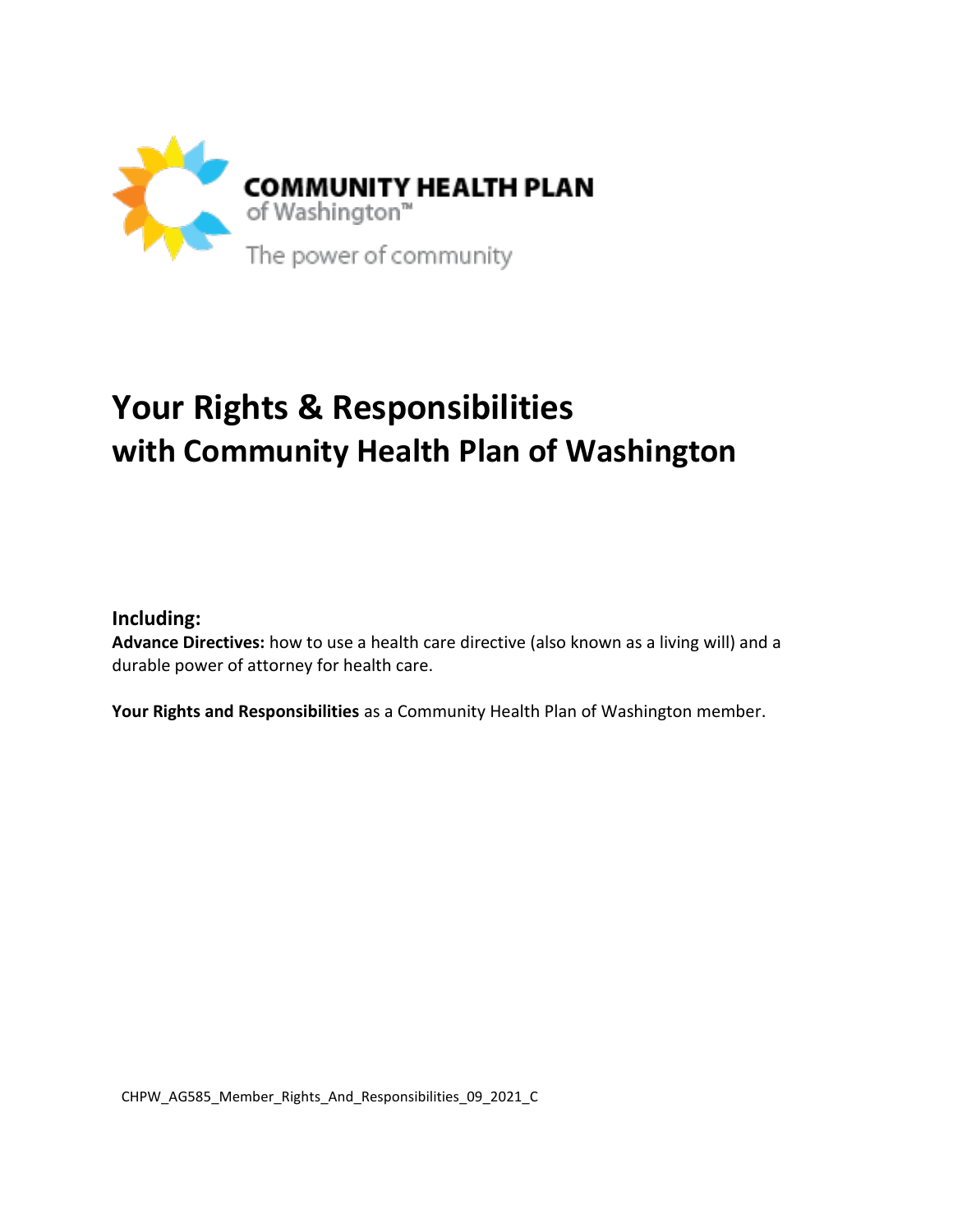COMMUNITY HEALTH PLAN
of Washington™
The power of community

# Your Rights & Responsibilities with Community Health Plan of Washington

**Including:**

**Advance Directives:** how to use a health care directive (also known as a living will) and a durable power of attorney for health care.

**Your Rights and Responsibilities** as a Community Health Plan of Washington member.

CHPW_AG585_Member_Rights_And_Responsibilities_09_2021_C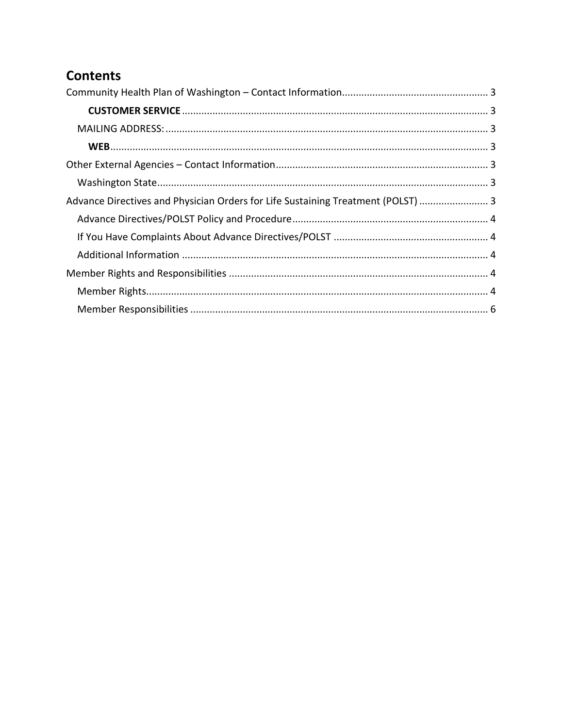# Contents

Community Health Plan of Washington – Contact Information ..................................................... 3

- **CUSTOMER SERVICE** ............................................................................................................. 3
- MAILING ADDRESS: .................................................................................................................. 3
- **WEB** ........................................................................................................................................ 3

Other External Agencies – Contact Information ............................................................................ 3

- Washington State ...................................................................................................................... 3

Advance Directives and Physician Orders for Life Sustaining Treatment (POLST) ......................... 3

- Advance Directives/POLST Policy and Procedure ...................................................................... 4
- If You Have Complaints About Advance Directives/POLST ....................................................... 4
- Additional Information .............................................................................................................. 4

Member Rights and Responsibilities ............................................................................................. 4

- Member Rights .......................................................................................................................... 4
- Member Responsibilities ........................................................................................................... 6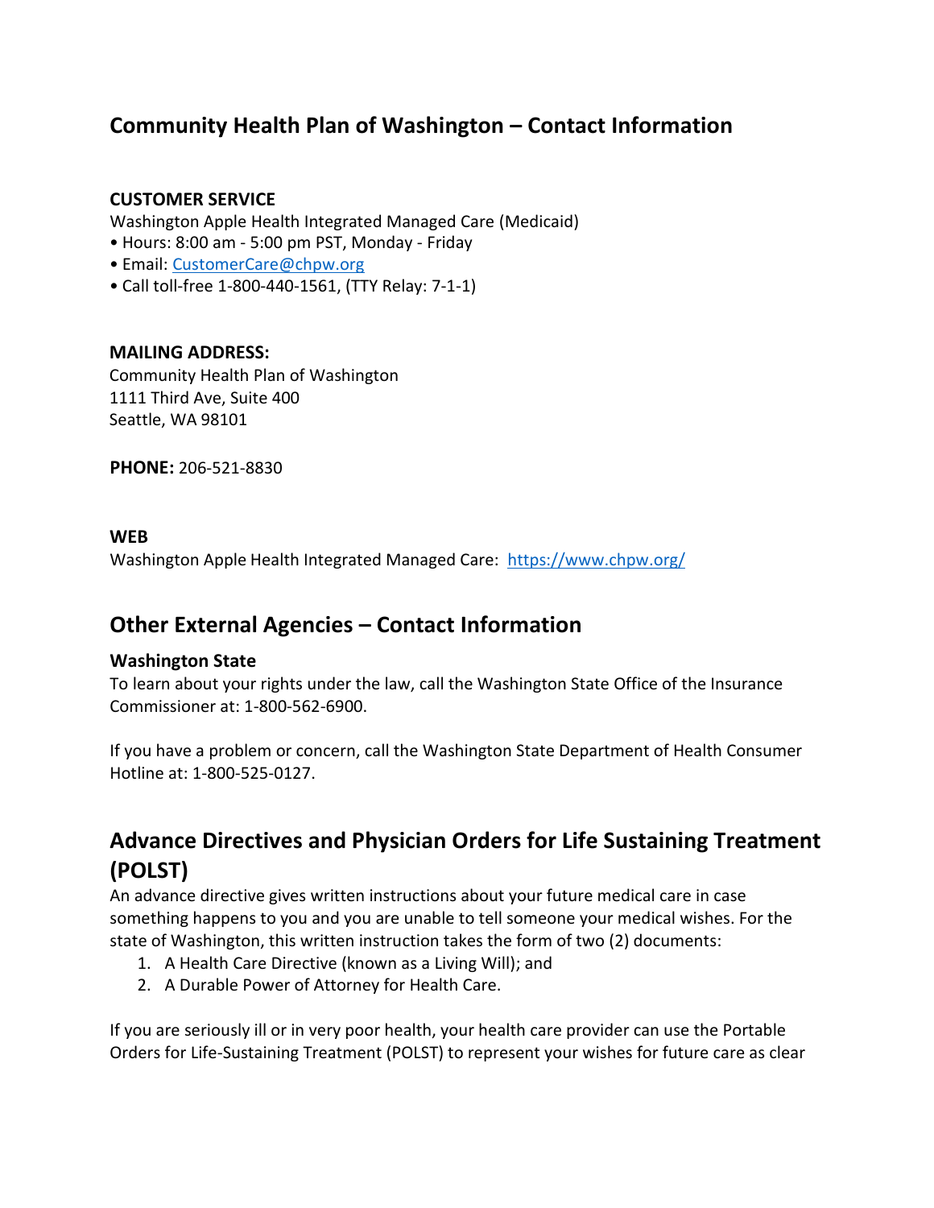## Community Health Plan of Washington – Contact Information

**CUSTOMER SERVICE**

Washington Apple Health Integrated Managed Care (Medicaid)

- Hours: 8:00 am - 5:00 pm PST, Monday - Friday
- Email: CustomerCare@chpw.org
- Call toll-free 1-800-440-1561, (TTY Relay: 7-1-1)

**MAILING ADDRESS:**

Community Health Plan of Washington
1111 Third Ave, Suite 400
Seattle, WA 98101

**PHONE:** 206-521-8830

**WEB**

Washington Apple Health Integrated Managed Care: https://www.chpw.org/

## Other External Agencies – Contact Information

**Washington State**

To learn about your rights under the law, call the Washington State Office of the Insurance Commissioner at: 1-800-562-6900.

If you have a problem or concern, call the Washington State Department of Health Consumer Hotline at: 1-800-525-0127.

## Advance Directives and Physician Orders for Life Sustaining Treatment (POLST)

An advance directive gives written instructions about your future medical care in case something happens to you and you are unable to tell someone your medical wishes. For the state of Washington, this written instruction takes the form of two (2) documents:

1. A Health Care Directive (known as a Living Will); and
2. A Durable Power of Attorney for Health Care.

If you are seriously ill or in very poor health, your health care provider can use the Portable Orders for Life-Sustaining Treatment (POLST) to represent your wishes for future care as clear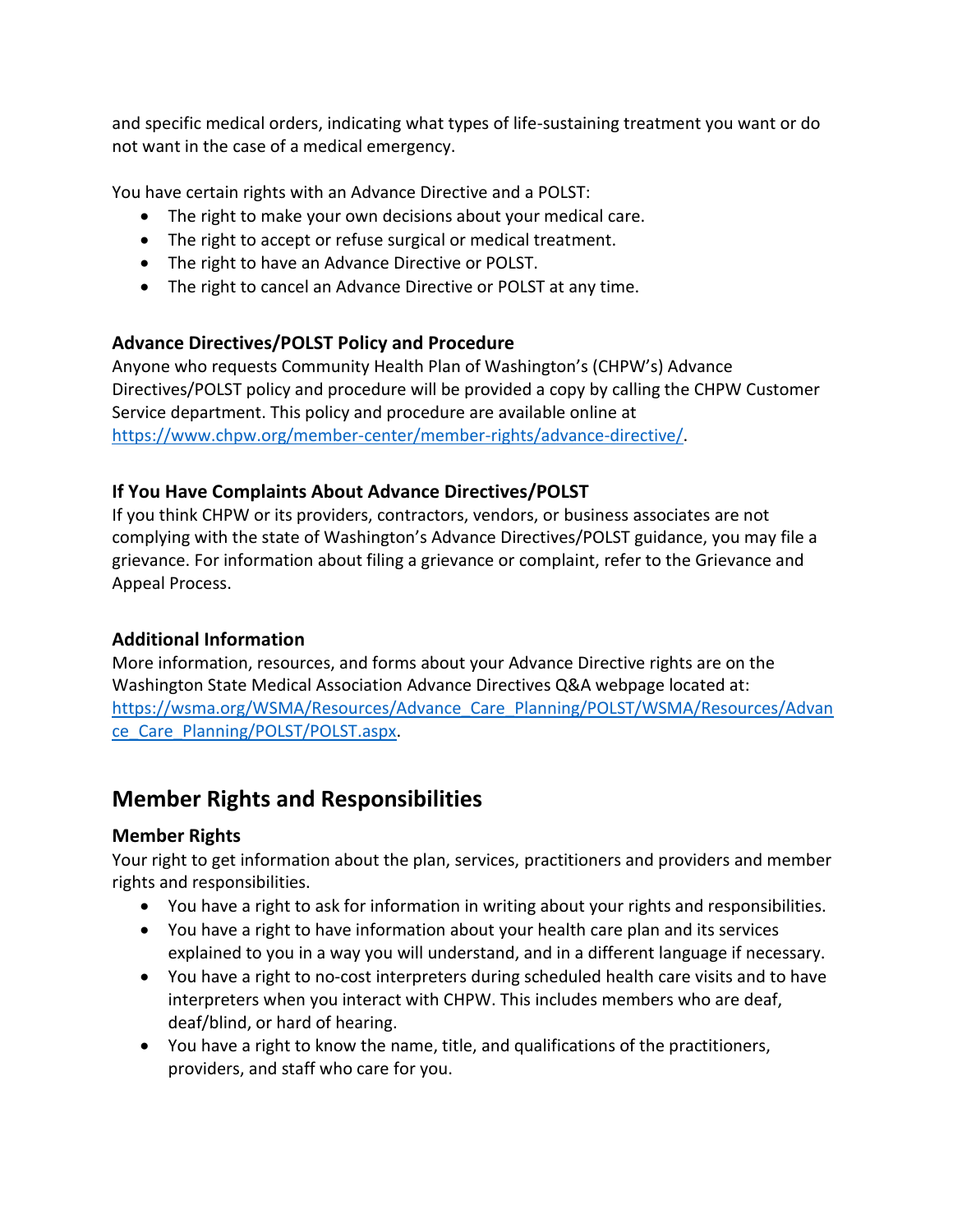and specific medical orders, indicating what types of life-sustaining treatment you want or do not want in the case of a medical emergency.

You have certain rights with an Advance Directive and a POLST:

- The right to make your own decisions about your medical care.
- The right to accept or refuse surgical or medical treatment.
- The right to have an Advance Directive or POLST.
- The right to cancel an Advance Directive or POLST at any time.

### Advance Directives/POLST Policy and Procedure

Anyone who requests Community Health Plan of Washington's (CHPW's) Advance Directives/POLST policy and procedure will be provided a copy by calling the CHPW Customer Service department. This policy and procedure are available online at https://www.chpw.org/member-center/member-rights/advance-directive/.

### If You Have Complaints About Advance Directives/POLST

If you think CHPW or its providers, contractors, vendors, or business associates are not complying with the state of Washington's Advance Directives/POLST guidance, you may file a grievance. For information about filing a grievance or complaint, refer to the Grievance and Appeal Process.

### Additional Information

More information, resources, and forms about your Advance Directive rights are on the Washington State Medical Association Advance Directives Q&A webpage located at: https://wsma.org/WSMA/Resources/Advance_Care_Planning/POLST/WSMA/Resources/Advance_Care_Planning/POLST/POLST.aspx.

## Member Rights and Responsibilities

### Member Rights

Your right to get information about the plan, services, practitioners and providers and member rights and responsibilities.

- You have a right to ask for information in writing about your rights and responsibilities.
- You have a right to have information about your health care plan and its services explained to you in a way you will understand, and in a different language if necessary.
- You have a right to no-cost interpreters during scheduled health care visits and to have interpreters when you interact with CHPW. This includes members who are deaf, deaf/blind, or hard of hearing.
- You have a right to know the name, title, and qualifications of the practitioners, providers, and staff who care for you.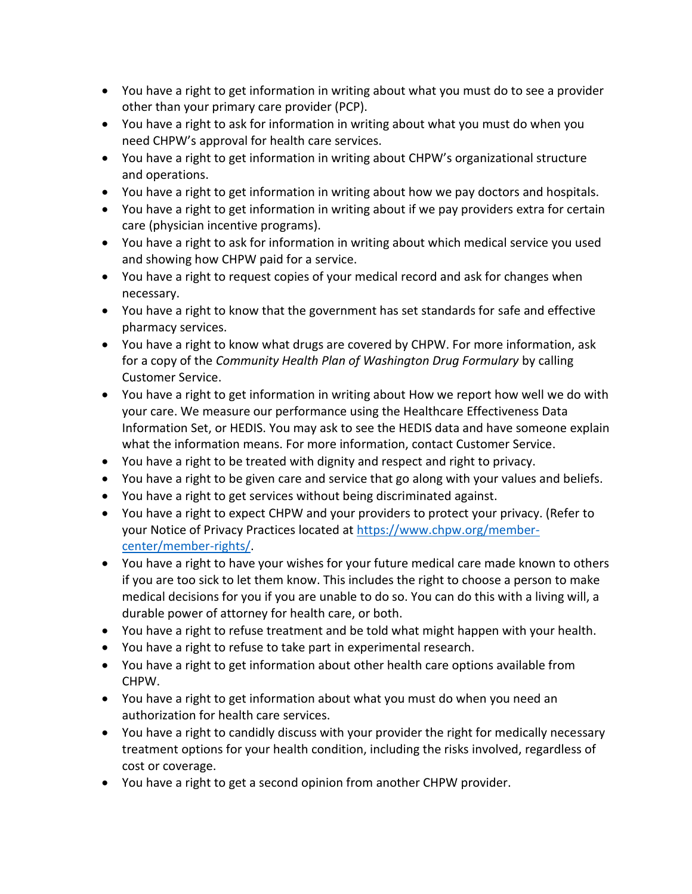- You have a right to get information in writing about what you must do to see a provider other than your primary care provider (PCP).
- You have a right to ask for information in writing about what you must do when you need CHPW's approval for health care services.
- You have a right to get information in writing about CHPW's organizational structure and operations.
- You have a right to get information in writing about how we pay doctors and hospitals.
- You have a right to get information in writing about if we pay providers extra for certain care (physician incentive programs).
- You have a right to ask for information in writing about which medical service you used and showing how CHPW paid for a service.
- You have a right to request copies of your medical record and ask for changes when necessary.
- You have a right to know that the government has set standards for safe and effective pharmacy services.
- You have a right to know what drugs are covered by CHPW. For more information, ask for a copy of the *Community Health Plan of Washington Drug Formulary* by calling Customer Service.
- You have a right to get information in writing about How we report how well we do with your care. We measure our performance using the Healthcare Effectiveness Data Information Set, or HEDIS. You may ask to see the HEDIS data and have someone explain what the information means. For more information, contact Customer Service.
- You have a right to be treated with dignity and respect and right to privacy.
- You have a right to be given care and service that go along with your values and beliefs.
- You have a right to get services without being discriminated against.
- You have a right to expect CHPW and your providers to protect your privacy. (Refer to your Notice of Privacy Practices located at [https://www.chpw.org/member-center/member-rights/](https://www.chpw.org/member-center/member-rights/).
- You have a right to have your wishes for your future medical care made known to others if you are too sick to let them know. This includes the right to choose a person to make medical decisions for you if you are unable to do so. You can do this with a living will, a durable power of attorney for health care, or both.
- You have a right to refuse treatment and be told what might happen with your health.
- You have a right to refuse to take part in experimental research.
- You have a right to get information about other health care options available from CHPW.
- You have a right to get information about what you must do when you need an authorization for health care services.
- You have a right to candidly discuss with your provider the right for medically necessary treatment options for your health condition, including the risks involved, regardless of cost or coverage.
- You have a right to get a second opinion from another CHPW provider.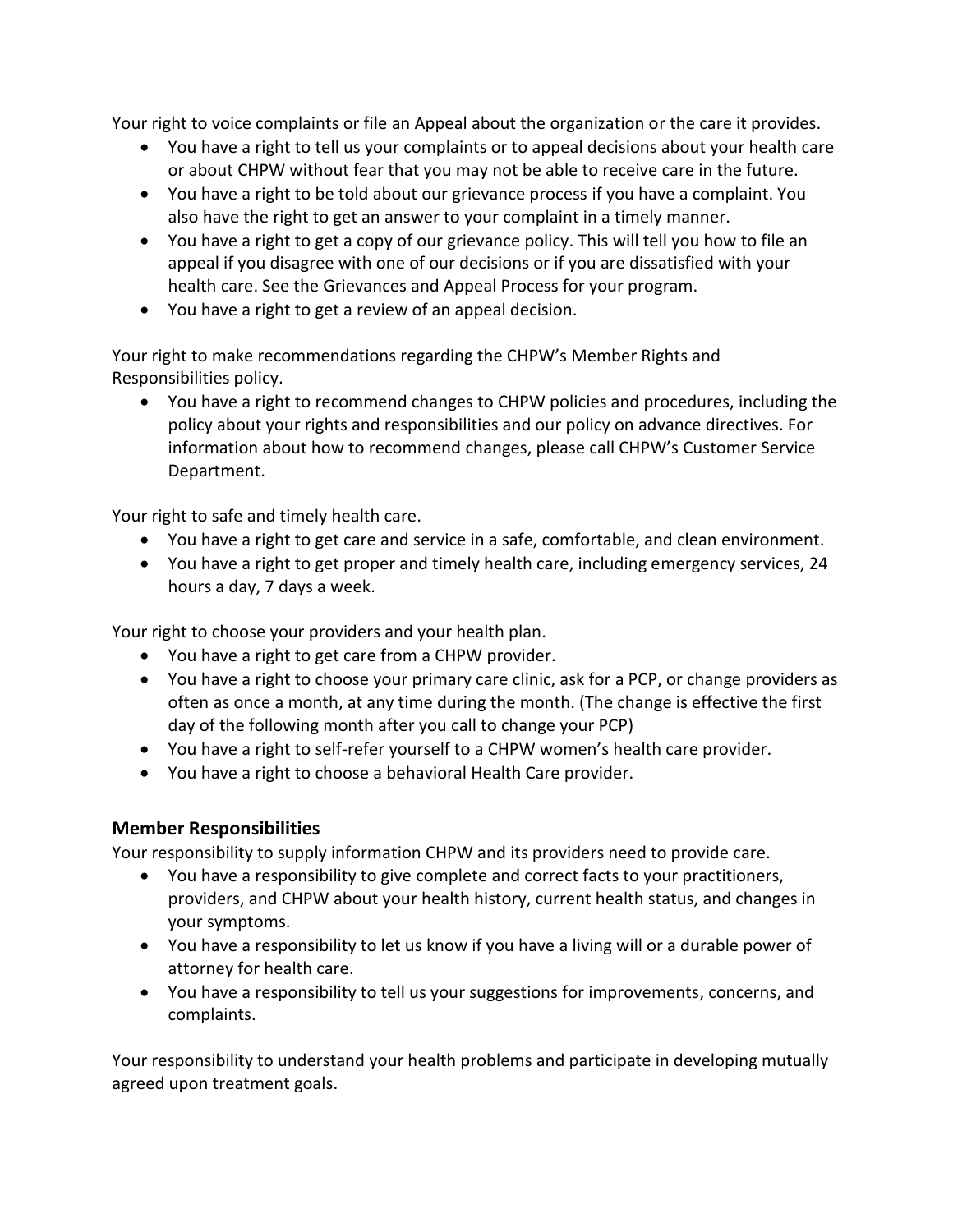Your right to voice complaints or file an Appeal about the organization or the care it provides.

- You have a right to tell us your complaints or to appeal decisions about your health care or about CHPW without fear that you may not be able to receive care in the future.
- You have a right to be told about our grievance process if you have a complaint. You also have the right to get an answer to your complaint in a timely manner.
- You have a right to get a copy of our grievance policy. This will tell you how to file an appeal if you disagree with one of our decisions or if you are dissatisfied with your health care. See the Grievances and Appeal Process for your program.
- You have a right to get a review of an appeal decision.

Your right to make recommendations regarding the CHPW's Member Rights and Responsibilities policy.

- You have a right to recommend changes to CHPW policies and procedures, including the policy about your rights and responsibilities and our policy on advance directives. For information about how to recommend changes, please call CHPW's Customer Service Department.

Your right to safe and timely health care.

- You have a right to get care and service in a safe, comfortable, and clean environment.
- You have a right to get proper and timely health care, including emergency services, 24 hours a day, 7 days a week.

Your right to choose your providers and your health plan.

- You have a right to get care from a CHPW provider.
- You have a right to choose your primary care clinic, ask for a PCP, or change providers as often as once a month, at any time during the month. (The change is effective the first day of the following month after you call to change your PCP)
- You have a right to self-refer yourself to a CHPW women's health care provider.
- You have a right to choose a behavioral Health Care provider.

### Member Responsibilities

Your responsibility to supply information CHPW and its providers need to provide care.

- You have a responsibility to give complete and correct facts to your practitioners, providers, and CHPW about your health history, current health status, and changes in your symptoms.
- You have a responsibility to let us know if you have a living will or a durable power of attorney for health care.
- You have a responsibility to tell us your suggestions for improvements, concerns, and complaints.

Your responsibility to understand your health problems and participate in developing mutually agreed upon treatment goals.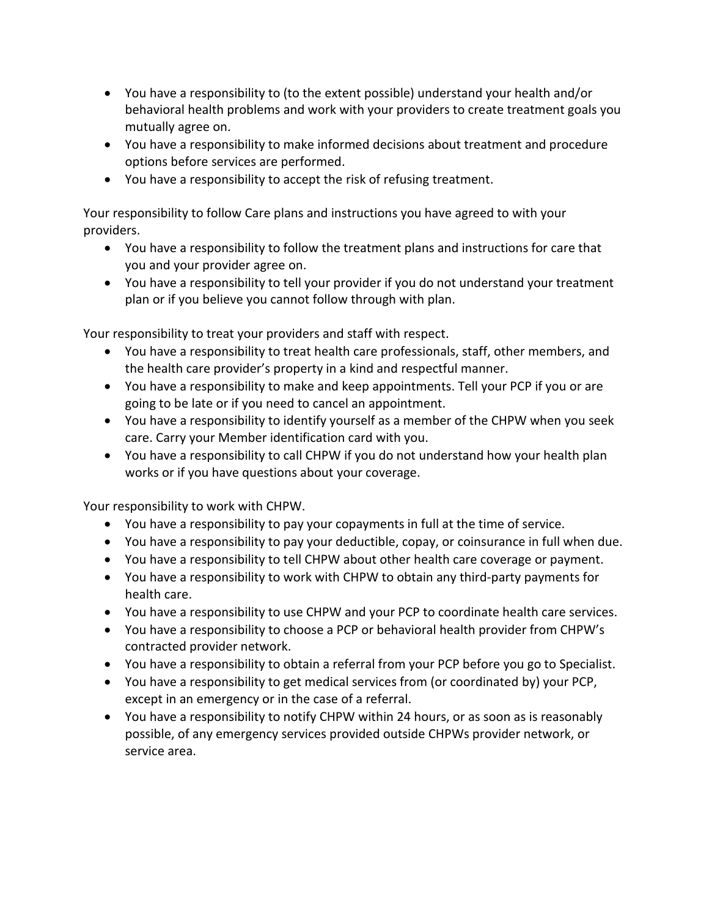- You have a responsibility to (to the extent possible) understand your health and/or behavioral health problems and work with your providers to create treatment goals you mutually agree on.
- You have a responsibility to make informed decisions about treatment and procedure options before services are performed.
- You have a responsibility to accept the risk of refusing treatment.

Your responsibility to follow Care plans and instructions you have agreed to with your providers.

- You have a responsibility to follow the treatment plans and instructions for care that you and your provider agree on.
- You have a responsibility to tell your provider if you do not understand your treatment plan or if you believe you cannot follow through with plan.

Your responsibility to treat your providers and staff with respect.

- You have a responsibility to treat health care professionals, staff, other members, and the health care provider's property in a kind and respectful manner.
- You have a responsibility to make and keep appointments. Tell your PCP if you or are going to be late or if you need to cancel an appointment.
- You have a responsibility to identify yourself as a member of the CHPW when you seek care. Carry your Member identification card with you.
- You have a responsibility to call CHPW if you do not understand how your health plan works or if you have questions about your coverage.

Your responsibility to work with CHPW.

- You have a responsibility to pay your copayments in full at the time of service.
- You have a responsibility to pay your deductible, copay, or coinsurance in full when due.
- You have a responsibility to tell CHPW about other health care coverage or payment.
- You have a responsibility to work with CHPW to obtain any third-party payments for health care.
- You have a responsibility to use CHPW and your PCP to coordinate health care services.
- You have a responsibility to choose a PCP or behavioral health provider from CHPW's contracted provider network.
- You have a responsibility to obtain a referral from your PCP before you go to Specialist.
- You have a responsibility to get medical services from (or coordinated by) your PCP, except in an emergency or in the case of a referral.
- You have a responsibility to notify CHPW within 24 hours, or as soon as is reasonably possible, of any emergency services provided outside CHPWs provider network, or service area.